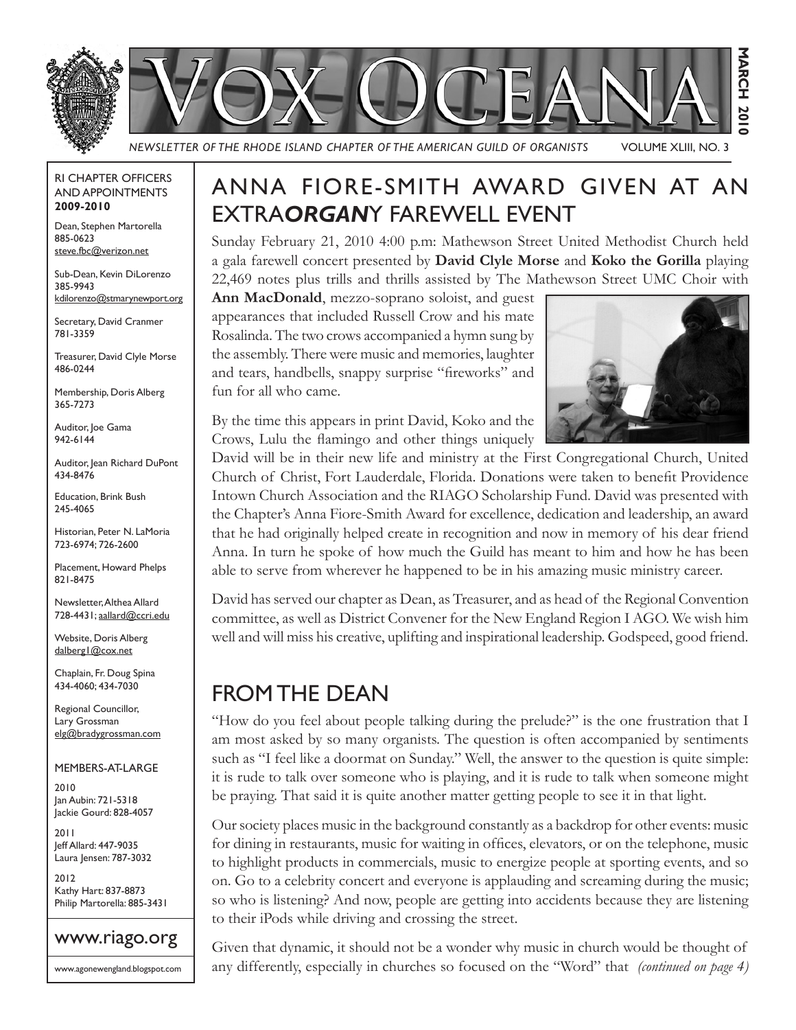# Vox Oceana

*NEWSLETTER OF THE RHODE ISLAND CHAPTER OF THE AMERICAN GUILD OF ORGANISTS* VOLUME XLIII, NO. 3

**MARCH 2010**

RI CHAPTER OFFICERS AND APPOINTMENTS **2009-2010**

Dean, Stephen Martorella
885-0623
steve.fbc@verizon.net

Sub-Dean, Kevin DiLorenzo
385-9943
kdilorenzo@stmarynewport.org

Secretary, David Cranmer
781-3359

Treasurer, David Clyle Morse
486-0244

Membership, Doris Alberg
365-7273

Auditor, Joe Gama
942-6144

Auditor, Jean Richard DuPont
434-8476

Education, Brink Bush
245-4065

Historian, Peter N. LaMoria
723-6974; 726-2600

Placement, Howard Phelps
821-8475

Newsletter, Althea Allard
728-4431; aallard@ccri.edu

Website, Doris Alberg
dalberg1@cox.net

Chaplain, Fr. Doug Spina
434-4060; 434-7030

Regional Councillor, Lary Grossman
elg@bradygrossman.com

MEMBERS-AT-LARGE

2010
Jan Aubin: 721-5318
Jackie Gourd: 828-4057

2011
Jeff Allard: 447-9035
Laura Jensen: 787-3032

2012
Kathy Hart: 837-8873
Philip Martorella: 885-3431

www.riago.org

www.agonewengland.blogspot.com

## ANNA FIORE-SMITH AWARD GIVEN AT AN EXTRA*ORGAN*Y FAREWELL EVENT

Sunday February 21, 2010 4:00 p.m: Mathewson Street United Methodist Church held a gala farewell concert presented by **David Clyle Morse** and **Koko the Gorilla** playing 22,469 notes plus trills and thrills assisted by The Mathewson Street UMC Choir with **Ann MacDonald**, mezzo-soprano soloist, and guest appearances that included Russell Crow and his mate Rosalinda. The two crows accompanied a hymn sung by the assembly. There were music and memories, laughter and tears, handbells, snappy surprise "fireworks" and fun for all who came.

By the time this appears in print David, Koko and the Crows, Lulu the flamingo and other things uniquely David will be in their new life and ministry at the First Congregational Church, United Church of Christ, Fort Lauderdale, Florida. Donations were taken to benefit Providence Intown Church Association and the RIAGO Scholarship Fund. David was presented with the Chapter's Anna Fiore-Smith Award for excellence, dedication and leadership, an award that he had originally helped create in recognition and now in memory of his dear friend Anna. In turn he spoke of how much the Guild has meant to him and how he has been able to serve from wherever he happened to be in his amazing music ministry career.

David has served our chapter as Dean, as Treasurer, and as head of the Regional Convention committee, as well as District Convener for the New England Region I AGO. We wish him well and will miss his creative, uplifting and inspirational leadership. Godspeed, good friend.

## FROM THE DEAN

"How do you feel about people talking during the prelude?" is the one frustration that I am most asked by so many organists. The question is often accompanied by sentiments such as "I feel like a doormat on Sunday." Well, the answer to the question is quite simple: it is rude to talk over someone who is playing, and it is rude to talk when someone might be praying. That said it is quite another matter getting people to see it in that light.

Our society places music in the background constantly as a backdrop for other events: music for dining in restaurants, music for waiting in offices, elevators, or on the telephone, music to highlight products in commercials, music to energize people at sporting events, and so on. Go to a celebrity concert and everyone is applauding and screaming during the music; so who is listening? And now, people are getting into accidents because they are listening to their iPods while driving and crossing the street.

Given that dynamic, it should not be a wonder why music in church would be thought of any differently, especially in churches so focused on the "Word" that *(continued on page 4)*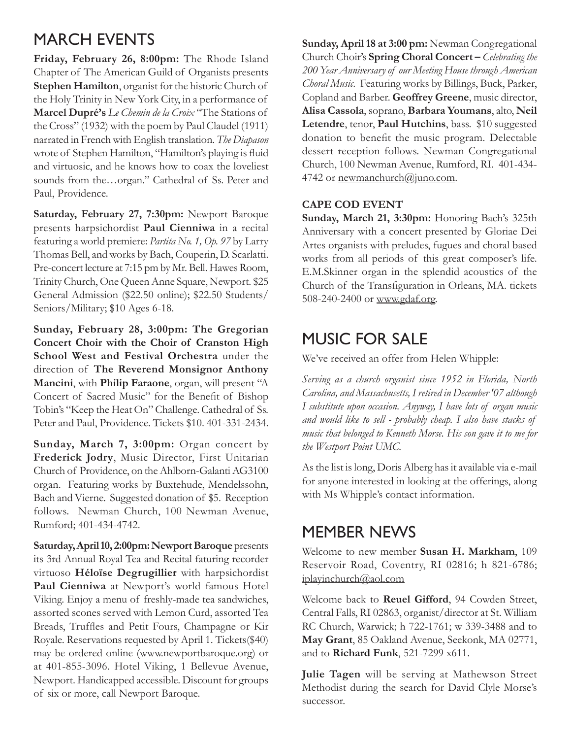## MARCH EVENTS

**Friday, February 26, 8:00pm:** The Rhode Island Chapter of The American Guild of Organists presents **Stephen Hamilton**, organist for the historic Church of the Holy Trinity in New York City, in a performance of **Marcel Dupré's** *Le Chemin de la Croix* "The Stations of the Cross" (1932) with the poem by Paul Claudel (1911) narrated in French with English translation. *The Diapason* wrote of Stephen Hamilton, "Hamilton's playing is fluid and virtuosic, and he knows how to coax the loveliest sounds from the…organ." Cathedral of Ss. Peter and Paul, Providence.

**Saturday, February 27, 7:30pm:** Newport Baroque presents harpsichordist **Paul Cienniwa** in a recital featuring a world premiere: *Partita No. 1, Op. 97* by Larry Thomas Bell, and works by Bach, Couperin, D. Scarlatti. Pre-concert lecture at 7:15 pm by Mr. Bell. Hawes Room, Trinity Church, One Queen Anne Square, Newport. $25 General Admission ($22.50 online); $22.50 Students/ Seniors/Military; $10 Ages 6-18.

**Sunday, February 28, 3:00pm: The Gregorian Concert Choir with the Choir of Cranston High School West and Festival Orchestra** under the direction of **The Reverend Monsignor Anthony Mancini**, with **Philip Faraone**, organ, will present "A Concert of Sacred Music" for the Benefit of Bishop Tobin's "Keep the Heat On" Challenge. Cathedral of Ss. Peter and Paul, Providence. Tickets $10. 401-331-2434.

**Sunday, March 7, 3:00pm:** Organ concert by **Frederick Jodry**, Music Director, First Unitarian Church of Providence, on the Ahlborn-Galanti AG3100 organ. Featuring works by Buxtehude, Mendelssohn, Bach and Vierne. Suggested donation of $5. Reception follows. Newman Church, 100 Newman Avenue, Rumford; 401-434-4742.

**Saturday, April 10, 2:00pm: Newport Baroque** presents its 3rd Annual Royal Tea and Recital faturing recorder virtuoso **Héloïse Degrugillier** with harpsichordist **Paul Cienniwa** at Newport's world famous Hotel Viking. Enjoy a menu of freshly-made tea sandwiches, assorted scones served with Lemon Curd, assorted Tea Breads, Truffles and Petit Fours, Champagne or Kir Royale. Reservations requested by April 1. Tickets($40) may be ordered online (www.newportbaroque.org) or at 401-855-3096. Hotel Viking, 1 Bellevue Avenue, Newport. Handicapped accessible. Discount for groups of six or more, call Newport Baroque.

**Sunday, April 18 at 3:00 pm:** Newman Congregational Church Choir's **Spring Choral Concert –** *Celebrating the 200 Year Anniversary of our Meeting House through American Choral Music.* Featuring works by Billings, Buck, Parker, Copland and Barber. **Geoffrey Greene**, music director, **Alisa Cassola**, soprano, **Barbara Youmans**, alto, **Neil Letendre**, tenor, **Paul Hutchins**, bass. $10 suggested donation to benefit the music program. Delectable dessert reception follows. Newman Congregational Church, 100 Newman Avenue, Rumford, RI. 401-434-4742 or newmanchurch@juno.com.

### CAPE COD EVENT

**Sunday, March 21, 3:30pm:** Honoring Bach's 325th Anniversary with a concert presented by Gloriae Dei Artes organists with preludes, fugues and choral based works from all periods of this great composer's life. E.M.Skinner organ in the splendid acoustics of the Church of the Transfiguration in Orleans, MA. tickets 508-240-2400 or www.gdaf.org.

## MUSIC FOR SALE

We've received an offer from Helen Whipple:

*Serving as a church organist since 1952 in Florida, North Carolina, and Massachusetts, I retired in December '07 although I substitute upon occasion. Anyway, I have lots of organ music and would like to sell - probably cheap. I also have stacks of music that belonged to Kenneth Morse. His son gave it to me for the Westport Point UMC.*

As the list is long, Doris Alberg has it available via e-mail for anyone interested in looking at the offerings, along with Ms Whipple's contact information.

## MEMBER NEWS

Welcome to new member **Susan H. Markham**, 109 Reservoir Road, Coventry, RI 02816; h 821-6786; iplayinchurch@aol.com

Welcome back to **Reuel Gifford**, 94 Cowden Street, Central Falls, RI 02863, organist/director at St. William RC Church, Warwick; h 722-1761; w 339-3488 and to **May Grant**, 85 Oakland Avenue, Seekonk, MA 02771, and to **Richard Funk**, 521-7299 x611.

**Julie Tagen** will be serving at Mathewson Street Methodist during the search for David Clyle Morse's successor.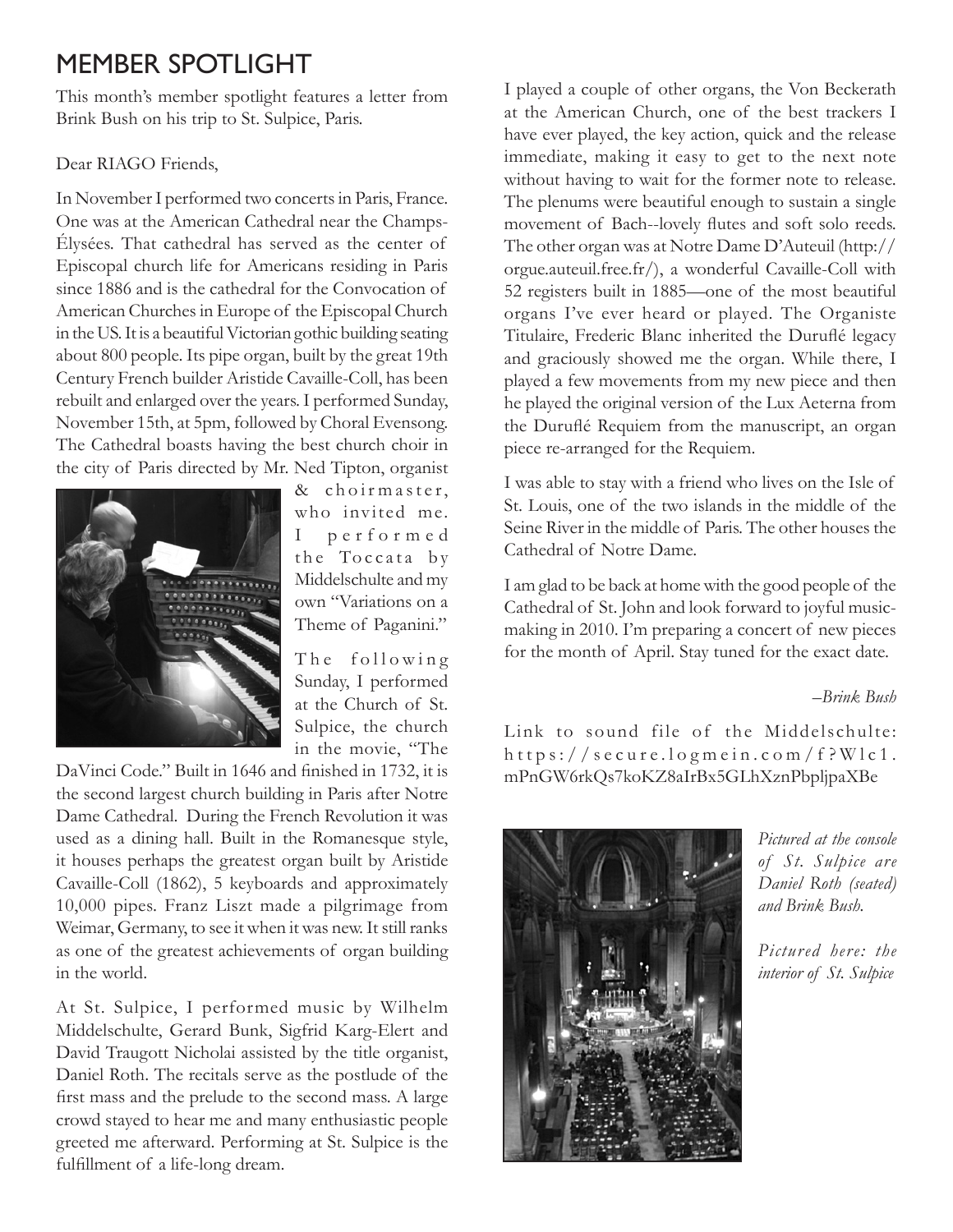# MEMBER SPOTLIGHT

This month's member spotlight features a letter from Brink Bush on his trip to St. Sulpice, Paris.

Dear RIAGO Friends,

In November I performed two concerts in Paris, France. One was at the American Cathedral near the Champs-Élysées. That cathedral has served as the center of Episcopal church life for Americans residing in Paris since 1886 and is the cathedral for the Convocation of American Churches in Europe of the Episcopal Church in the US. It is a beautiful Victorian gothic building seating about 800 people. Its pipe organ, built by the great 19th Century French builder Aristide Cavaille-Coll, has been rebuilt and enlarged over the years. I performed Sunday, November 15th, at 5pm, followed by Choral Evensong. The Cathedral boasts having the best church choir in the city of Paris directed by Mr. Ned Tipton, organist & choirmaster, who invited me. I performed the Toccata by Middelschulte and my own "Variations on a Theme of Paganini."

The following Sunday, I performed at the Church of St. Sulpice, the church in the movie, "The DaVinci Code." Built in 1646 and finished in 1732, it is the second largest church building in Paris after Notre Dame Cathedral. During the French Revolution it was used as a dining hall. Built in the Romanesque style, it houses perhaps the greatest organ built by Aristide Cavaille-Coll (1862), 5 keyboards and approximately 10,000 pipes. Franz Liszt made a pilgrimage from Weimar, Germany, to see it when it was new. It still ranks as one of the greatest achievements of organ building in the world.

At St. Sulpice, I performed music by Wilhelm Middelschulte, Gerard Bunk, Sigfrid Karg-Elert and David Traugott Nicholai assisted by the title organist, Daniel Roth. The recitals serve as the postlude of the first mass and the prelude to the second mass. A large crowd stayed to hear me and many enthusiastic people greeted me afterward. Performing at St. Sulpice is the fulfillment of a life-long dream.

I played a couple of other organs, the Von Beckerath at the American Church, one of the best trackers I have ever played, the key action, quick and the release immediate, making it easy to get to the next note without having to wait for the former note to release. The plenums were beautiful enough to sustain a single movement of Bach--lovely flutes and soft solo reeds. The other organ was at Notre Dame D'Auteuil (http://orgue.auteuil.free.fr/), a wonderful Cavaille-Coll with 52 registers built in 1885—one of the most beautiful organs I've ever heard or played. The Organiste Titulaire, Frederic Blanc inherited the Duruflé legacy and graciously showed me the organ. While there, I played a few movements from my new piece and then he played the original version of the Lux Aeterna from the Duruflé Requiem from the manuscript, an organ piece re-arranged for the Requiem.

I was able to stay with a friend who lives on the Isle of St. Louis, one of the two islands in the middle of the Seine River in the middle of Paris. The other houses the Cathedral of Notre Dame.

I am glad to be back at home with the good people of the Cathedral of St. John and look forward to joyful music-making in 2010. I'm preparing a concert of new pieces for the month of April. Stay tuned for the exact date.

*–Brink Bush*

Link to sound file of the Middelschulte: https://secure.logmein.com/f?Wlc1.mPnGW6rkQs7koKZ8aIrBx5GLhXznPbpljpaXBe

*Pictured at the console of St. Sulpice are Daniel Roth (seated) and Brink Bush.*

*Pictured here: the interior of St. Sulpice*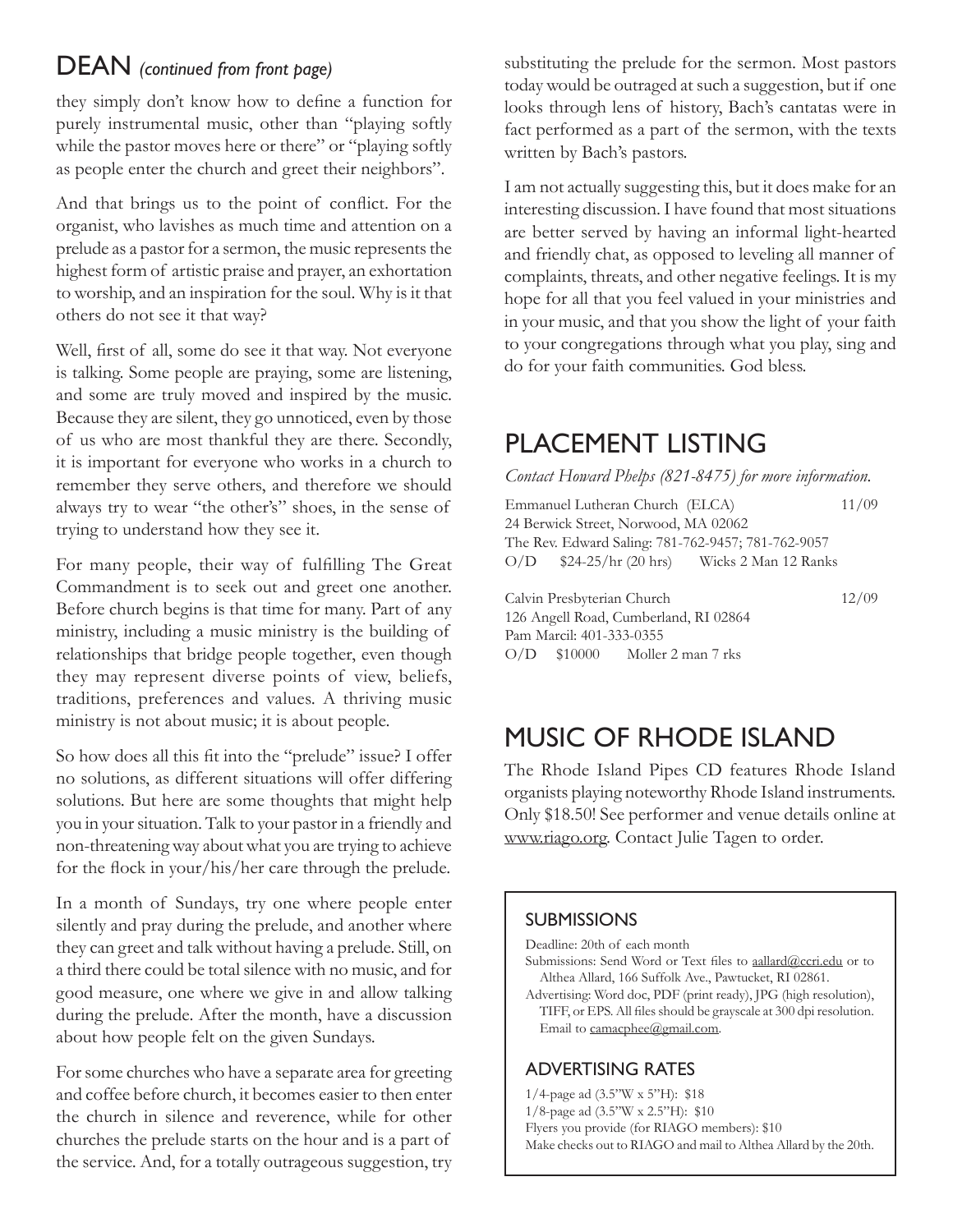## DEAN *(continued from front page)*

they simply don't know how to define a function for purely instrumental music, other than "playing softly while the pastor moves here or there" or "playing softly as people enter the church and greet their neighbors".

And that brings us to the point of conflict. For the organist, who lavishes as much time and attention on a prelude as a pastor for a sermon, the music represents the highest form of artistic praise and prayer, an exhortation to worship, and an inspiration for the soul. Why is it that others do not see it that way?

Well, first of all, some do see it that way. Not everyone is talking. Some people are praying, some are listening, and some are truly moved and inspired by the music. Because they are silent, they go unnoticed, even by those of us who are most thankful they are there. Secondly, it is important for everyone who works in a church to remember they serve others, and therefore we should always try to wear "the other's" shoes, in the sense of trying to understand how they see it.

For many people, their way of fulfilling The Great Commandment is to seek out and greet one another. Before church begins is that time for many. Part of any ministry, including a music ministry is the building of relationships that bridge people together, even though they may represent diverse points of view, beliefs, traditions, preferences and values. A thriving music ministry is not about music; it is about people.

So how does all this fit into the "prelude" issue? I offer no solutions, as different situations will offer differing solutions. But here are some thoughts that might help you in your situation. Talk to your pastor in a friendly and non-threatening way about what you are trying to achieve for the flock in your/his/her care through the prelude.

In a month of Sundays, try one where people enter silently and pray during the prelude, and another where they can greet and talk without having a prelude. Still, on a third there could be total silence with no music, and for good measure, one where we give in and allow talking during the prelude. After the month, have a discussion about how people felt on the given Sundays.

For some churches who have a separate area for greeting and coffee before church, it becomes easier to then enter the church in silence and reverence, while for other churches the prelude starts on the hour and is a part of the service. And, for a totally outrageous suggestion, try substituting the prelude for the sermon. Most pastors today would be outraged at such a suggestion, but if one looks through lens of history, Bach's cantatas were in fact performed as a part of the sermon, with the texts written by Bach's pastors.

I am not actually suggesting this, but it does make for an interesting discussion. I have found that most situations are better served by having an informal light-hearted and friendly chat, as opposed to leveling all manner of complaints, threats, and other negative feelings. It is my hope for all that you feel valued in your ministries and in your music, and that you show the light of your faith to your congregations through what you play, sing and do for your faith communities. God bless.

## PLACEMENT LISTING

*Contact Howard Phelps (821-8475) for more information.*

Emmanuel Lutheran Church (ELCA) — 11/09
24 Berwick Street, Norwood, MA 02062
The Rev. Edward Saling: 781-762-9457; 781-762-9057
O/D $24-25/hr (20 hrs) Wicks 2 Man 12 Ranks

Calvin Presbyterian Church — 12/09
126 Angell Road, Cumberland, RI 02864
Pam Marcil: 401-333-0355
O/D $10000 Moller 2 man 7 rks

## MUSIC OF RHODE ISLAND

The Rhode Island Pipes CD features Rhode Island organists playing noteworthy Rhode Island instruments. Only $18.50! See performer and venue details online at www.riago.org. Contact Julie Tagen to order.

### SUBMISSIONS

Deadline: 20th of each month
Submissions: Send Word or Text files to aallard@ccri.edu or to Althea Allard, 166 Suffolk Ave., Pawtucket, RI 02861.
Advertising: Word doc, PDF (print ready), JPG (high resolution), TIFF, or EPS. All files should be grayscale at 300 dpi resolution. Email to camacphee@gmail.com.

### ADVERTISING RATES

1/4-page ad (3.5"W x 5"H): $18
1/8-page ad (3.5"W x 2.5"H): $10
Flyers you provide (for RIAGO members): $10
Make checks out to RIAGO and mail to Althea Allard by the 20th.